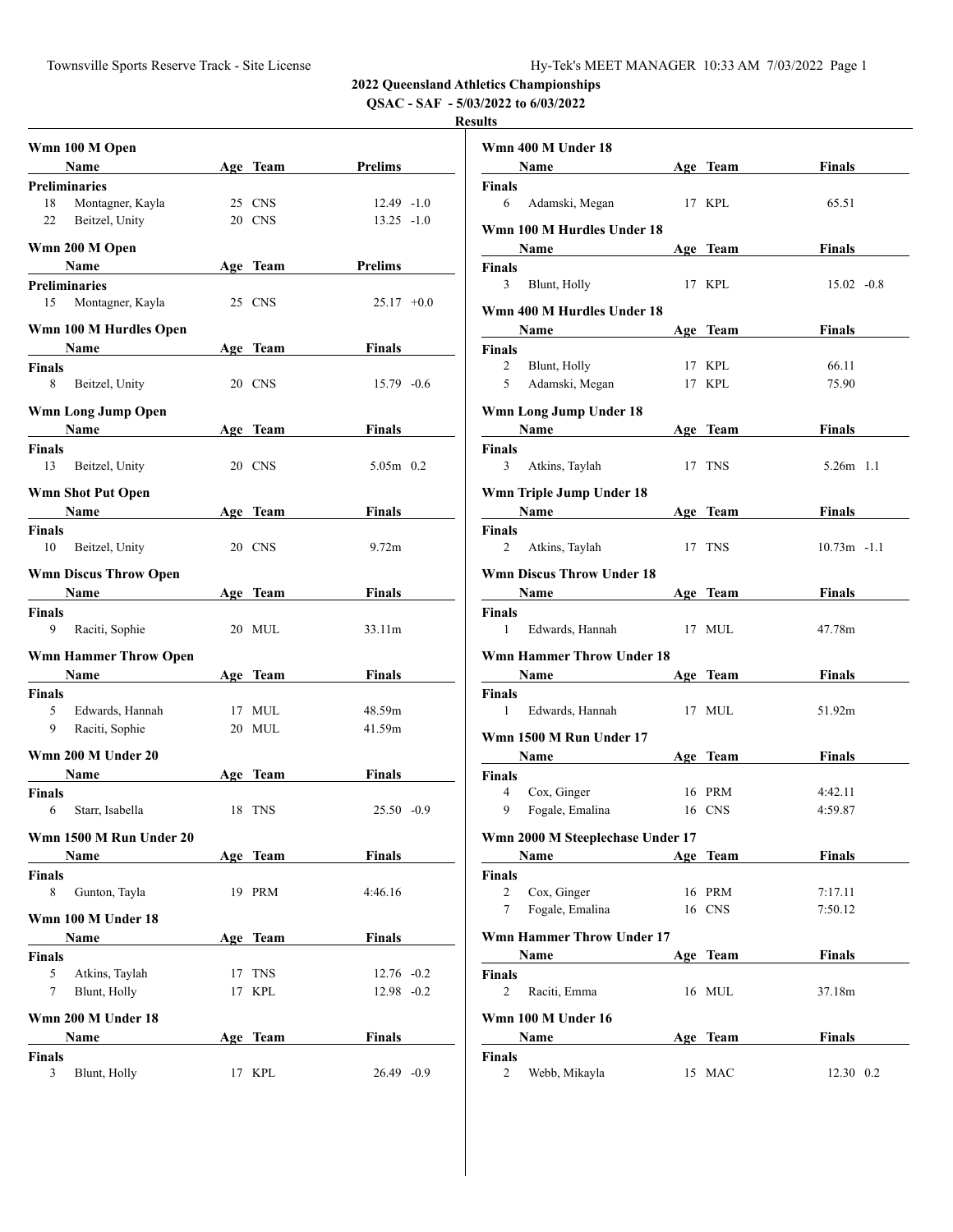# 2022 Queensland Athletics Championships

**QSAC - SAF - 5/03/2022 to 6/03/2022**

**Results**

### Wmn 100 M Open

| | Name | Age | Team | Prelims | |
|---|---|---|---|---|---|
| **Preliminaries** | | | | | |
| 18 | Montagner, Kayla | 25 | CNS | 12.49 | -1.0 |
| 22 | Beitzel, Unity | 20 | CNS | 13.25 | -1.0 |

### Wmn 200 M Open

| | Name | Age | Team | Prelims | |
|---|---|---|---|---|---|
| **Preliminaries** | | | | | |
| 15 | Montagner, Kayla | 25 | CNS | 25.17 | +0.0 |

### Wmn 100 M Hurdles Open

| | Name | Age | Team | Finals | |
|---|---|---|---|---|---|
| **Finals** | | | | | |
| 8 | Beitzel, Unity | 20 | CNS | 15.79 | -0.6 |

### Wmn Long Jump Open

| | Name | Age | Team | Finals | |
|---|---|---|---|---|---|
| **Finals** | | | | | |
| 13 | Beitzel, Unity | 20 | CNS | 5.05m | 0.2 |

### Wmn Shot Put Open

| | Name | Age | Team | Finals |
|---|---|---|---|---|
| **Finals** | | | | |
| 10 | Beitzel, Unity | 20 | CNS | 9.72m |

### Wmn Discus Throw Open

| | Name | Age | Team | Finals |
|---|---|---|---|---|
| **Finals** | | | | |
| 9 | Raciti, Sophie | 20 | MUL | 33.11m |

### Wmn Hammer Throw Open

| | Name | Age | Team | Finals |
|---|---|---|---|---|
| **Finals** | | | | |
| 5 | Edwards, Hannah | 17 | MUL | 48.59m |
| 9 | Raciti, Sophie | 20 | MUL | 41.59m |

### Wmn 200 M Under 20

| | Name | Age | Team | Finals | |
|---|---|---|---|---|---|
| **Finals** | | | | | |
| 6 | Starr, Isabella | 18 | TNS | 25.50 | -0.9 |

### Wmn 1500 M Run Under 20

| | Name | Age | Team | Finals |
|---|---|---|---|---|
| **Finals** | | | | |
| 8 | Gunton, Tayla | 19 | PRM | 4:46.16 |

### Wmn 100 M Under 18

| | Name | Age | Team | Finals | |
|---|---|---|---|---|---|
| **Finals** | | | | | |
| 5 | Atkins, Taylah | 17 | TNS | 12.76 | -0.2 |
| 7 | Blunt, Holly | 17 | KPL | 12.98 | -0.2 |

### Wmn 200 M Under 18

| | Name | Age | Team | Finals | |
|---|---|---|---|---|---|
| **Finals** | | | | | |
| 3 | Blunt, Holly | 17 | KPL | 26.49 | -0.9 |

### Wmn 400 M Under 18

| | Name | Age | Team | Finals |
|---|---|---|---|---|
| **Finals** | | | | |
| 6 | Adamski, Megan | 17 | KPL | 65.51 |

### Wmn 100 M Hurdles Under 18

| | Name | Age | Team | Finals | |
|---|---|---|---|---|---|
| **Finals** | | | | | |
| 3 | Blunt, Holly | 17 | KPL | 15.02 | -0.8 |

### Wmn 400 M Hurdles Under 18

| | Name | Age | Team | Finals |
|---|---|---|---|---|
| **Finals** | | | | |
| 2 | Blunt, Holly | 17 | KPL | 66.11 |
| 5 | Adamski, Megan | 17 | KPL | 75.90 |

### Wmn Long Jump Under 18

| | Name | Age | Team | Finals | |
|---|---|---|---|---|---|
| **Finals** | | | | | |
| 3 | Atkins, Taylah | 17 | TNS | 5.26m | 1.1 |

### Wmn Triple Jump Under 18

| | Name | Age | Team | Finals | |
|---|---|---|---|---|---|
| **Finals** | | | | | |
| 2 | Atkins, Taylah | 17 | TNS | 10.73m | -1.1 |

### Wmn Discus Throw Under 18

| | Name | Age | Team | Finals |
|---|---|---|---|---|
| **Finals** | | | | |
| 1 | Edwards, Hannah | 17 | MUL | 47.78m |

### Wmn Hammer Throw Under 18

| | Name | Age | Team | Finals |
|---|---|---|---|---|
| **Finals** | | | | |
| 1 | Edwards, Hannah | 17 | MUL | 51.92m |

### Wmn 1500 M Run Under 17

| | Name | Age | Team | Finals |
|---|---|---|---|---|
| **Finals** | | | | |
| 4 | Cox, Ginger | 16 | PRM | 4:42.11 |
| 9 | Fogale, Emalina | 16 | CNS | 4:59.87 |

### Wmn 2000 M Steeplechase Under 17

| | Name | Age | Team | Finals |
|---|---|---|---|---|
| **Finals** | | | | |
| 2 | Cox, Ginger | 16 | PRM | 7:17.11 |
| 7 | Fogale, Emalina | 16 | CNS | 7:50.12 |

### Wmn Hammer Throw Under 17

| | Name | Age | Team | Finals |
|---|---|---|---|---|
| **Finals** | | | | |
| 2 | Raciti, Emma | 16 | MUL | 37.18m |

### Wmn 100 M Under 16

| | Name | Age | Team | Finals | |
|---|---|---|---|---|---|
| **Finals** | | | | | |
| 2 | Webb, Mikayla | 15 | MAC | 12.30 | 0.2 |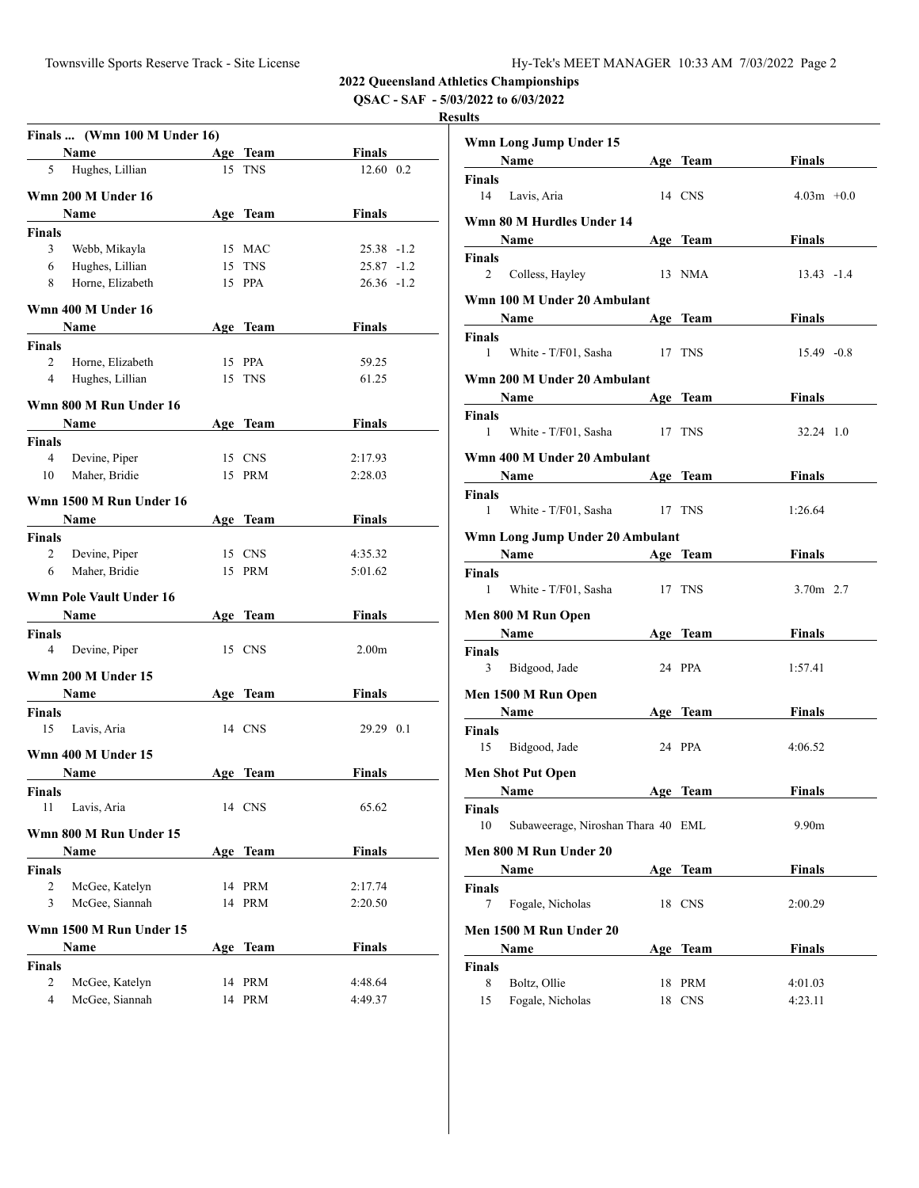**2022 Queensland Athletics Championships**

**QSAC - SAF - 5/03/2022 to 6/03/2022**

**Results**

### Finals ... (Wmn 100 M Under 16)

| | Name | Age | Team | Finals | |
|---|---|---|---|---|---|
| 5 | Hughes, Lillian | 15 | TNS | 12.60 | 0.2 |

### Wmn 200 M Under 16

| | Name | Age | Team | Finals | |
|---|---|---|---|---|---|
| **Finals** | | | | | |
| 3 | Webb, Mikayla | 15 | MAC | 25.38 | -1.2 |
| 6 | Hughes, Lillian | 15 | TNS | 25.87 | -1.2 |
| 8 | Horne, Elizabeth | 15 | PPA | 26.36 | -1.2 |

### Wmn 400 M Under 16

| | Name | Age | Team | Finals |
|---|---|---|---|---|
| **Finals** | | | | |
| 2 | Horne, Elizabeth | 15 | PPA | 59.25 |
| 4 | Hughes, Lillian | 15 | TNS | 61.25 |

### Wmn 800 M Run Under 16

| | Name | Age | Team | Finals |
|---|---|---|---|---|
| **Finals** | | | | |
| 4 | Devine, Piper | 15 | CNS | 2:17.93 |
| 10 | Maher, Bridie | 15 | PRM | 2:28.03 |

### Wmn 1500 M Run Under 16

| | Name | Age | Team | Finals |
|---|---|---|---|---|
| **Finals** | | | | |
| 2 | Devine, Piper | 15 | CNS | 4:35.32 |
| 6 | Maher, Bridie | 15 | PRM | 5:01.62 |

### Wmn Pole Vault Under 16

| | Name | Age | Team | Finals |
|---|---|---|---|---|
| **Finals** | | | | |
| 4 | Devine, Piper | 15 | CNS | 2.00m |

### Wmn 200 M Under 15

| | Name | Age | Team | Finals | |
|---|---|---|---|---|---|
| **Finals** | | | | | |
| 15 | Lavis, Aria | 14 | CNS | 29.29 | 0.1 |

### Wmn 400 M Under 15

| | Name | Age | Team | Finals |
|---|---|---|---|---|
| **Finals** | | | | |
| 11 | Lavis, Aria | 14 | CNS | 65.62 |

### Wmn 800 M Run Under 15

| | Name | Age | Team | Finals |
|---|---|---|---|---|
| **Finals** | | | | |
| 2 | McGee, Katelyn | 14 | PRM | 2:17.74 |
| 3 | McGee, Siannah | 14 | PRM | 2:20.50 |

### Wmn 1500 M Run Under 15

| | Name | Age | Team | Finals |
|---|---|---|---|---|
| **Finals** | | | | |
| 2 | McGee, Katelyn | 14 | PRM | 4:48.64 |
| 4 | McGee, Siannah | 14 | PRM | 4:49.37 |

### Wmn Long Jump Under 15

| | Name | Age | Team | Finals | |
|---|---|---|---|---|---|
| **Finals** | | | | | |
| 14 | Lavis, Aria | 14 | CNS | 4.03m | +0.0 |

### Wmn 80 M Hurdles Under 14

| | Name | Age | Team | Finals | |
|---|---|---|---|---|---|
| **Finals** | | | | | |
| 2 | Colless, Hayley | 13 | NMA | 13.43 | -1.4 |

### Wmn 100 M Under 20 Ambulant

| | Name | Age | Team | Finals | |
|---|---|---|---|---|---|
| **Finals** | | | | | |
| 1 | White - T/F01, Sasha | 17 | TNS | 15.49 | -0.8 |

### Wmn 200 M Under 20 Ambulant

| | Name | Age | Team | Finals | |
|---|---|---|---|---|---|
| **Finals** | | | | | |
| 1 | White - T/F01, Sasha | 17 | TNS | 32.24 | 1.0 |

### Wmn 400 M Under 20 Ambulant

| | Name | Age | Team | Finals |
|---|---|---|---|---|
| **Finals** | | | | |
| 1 | White - T/F01, Sasha | 17 | TNS | 1:26.64 |

### Wmn Long Jump Under 20 Ambulant

| | Name | Age | Team | Finals | |
|---|---|---|---|---|---|
| **Finals** | | | | | |
| 1 | White - T/F01, Sasha | 17 | TNS | 3.70m | 2.7 |

### Men 800 M Run Open

| | Name | Age | Team | Finals |
|---|---|---|---|---|
| **Finals** | | | | |
| 3 | Bidgood, Jade | 24 | PPA | 1:57.41 |

### Men 1500 M Run Open

| | Name | Age | Team | Finals |
|---|---|---|---|---|
| **Finals** | | | | |
| 15 | Bidgood, Jade | 24 | PPA | 4:06.52 |

### Men Shot Put Open

| | Name | Age | Team | Finals |
|---|---|---|---|---|
| **Finals** | | | | |
| 10 | Subaweerage, Niroshan Thara | 40 | EML | 9.90m |

### Men 800 M Run Under 20

| | Name | Age | Team | Finals |
|---|---|---|---|---|
| **Finals** | | | | |
| 7 | Fogale, Nicholas | 18 | CNS | 2:00.29 |

### Men 1500 M Run Under 20

| | Name | Age | Team | Finals |
|---|---|---|---|---|
| **Finals** | | | | |
| 8 | Boltz, Ollie | 18 | PRM | 4:01.03 |
| 15 | Fogale, Nicholas | 18 | CNS | 4:23.11 |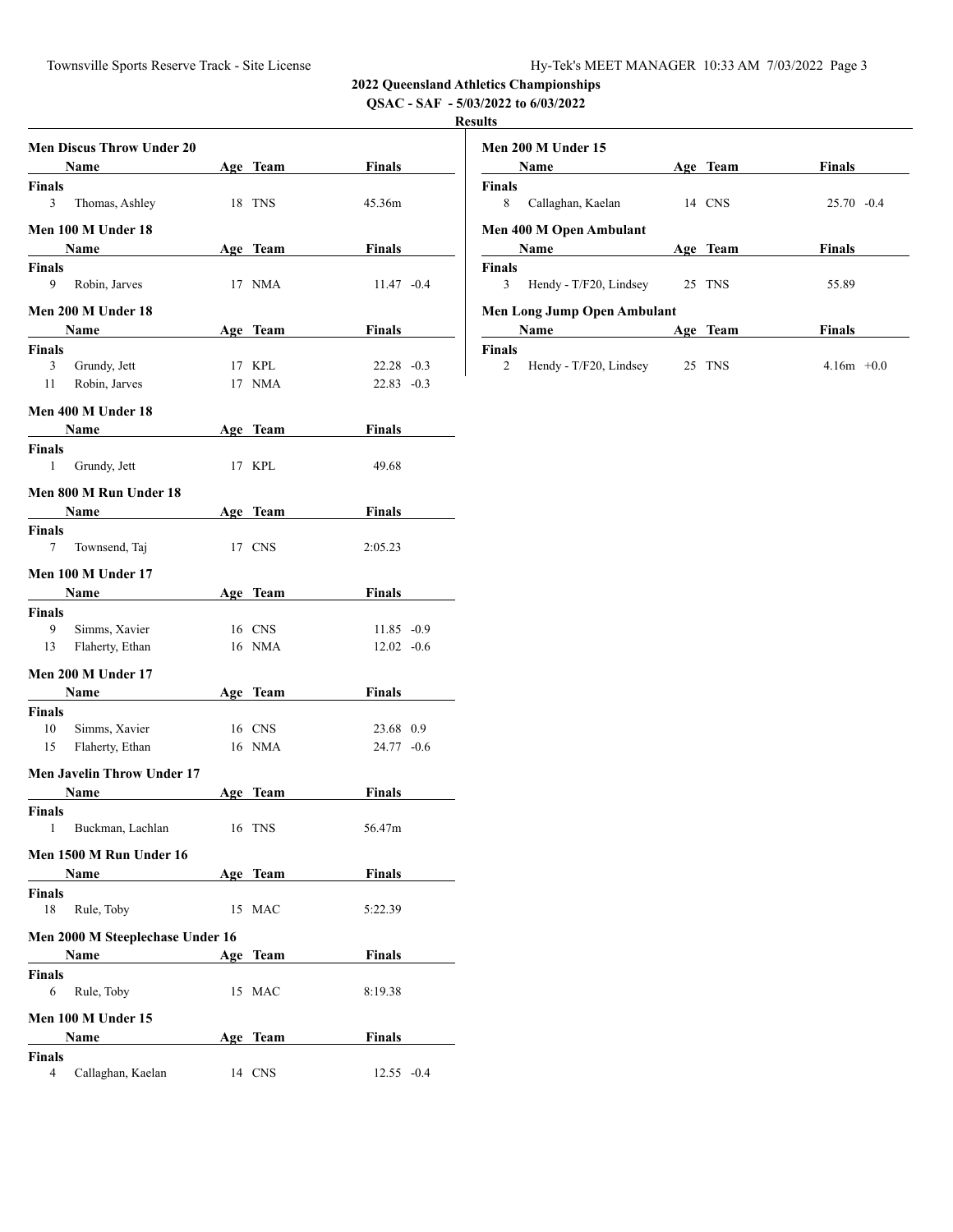## 2022 Queensland Athletics Championships

**QSAC - SAF - 5/03/2022 to 6/03/2022**

**Results**

### Men Discus Throw Under 20

| | Name | Age | Team | Finals | |
|---|---|---|---|---|---|
| **Finals** | | | | | |
| 3 | Thomas, Ashley | 18 | TNS | 45.36m | |

### Men 100 M Under 18

| | Name | Age | Team | Finals | |
|---|---|---|---|---|---|
| **Finals** | | | | | |
| 9 | Robin, Jarves | 17 | NMA | 11.47 | -0.4 |

### Men 200 M Under 18

| | Name | Age | Team | Finals | |
|---|---|---|---|---|---|
| **Finals** | | | | | |
| 3 | Grundy, Jett | 17 | KPL | 22.28 | -0.3 |
| 11 | Robin, Jarves | 17 | NMA | 22.83 | -0.3 |

### Men 400 M Under 18

| | Name | Age | Team | Finals |
|---|---|---|---|---|
| **Finals** | | | | |
| 1 | Grundy, Jett | 17 | KPL | 49.68 |

### Men 800 M Run Under 18

| | Name | Age | Team | Finals |
|---|---|---|---|---|
| **Finals** | | | | |
| 7 | Townsend, Taj | 17 | CNS | 2:05.23 |

### Men 100 M Under 17

| | Name | Age | Team | Finals | |
|---|---|---|---|---|---|
| **Finals** | | | | | |
| 9 | Simms, Xavier | 16 | CNS | 11.85 | -0.9 |
| 13 | Flaherty, Ethan | 16 | NMA | 12.02 | -0.6 |

### Men 200 M Under 17

| | Name | Age | Team | Finals | |
|---|---|---|---|---|---|
| **Finals** | | | | | |
| 10 | Simms, Xavier | 16 | CNS | 23.68 | 0.9 |
| 15 | Flaherty, Ethan | 16 | NMA | 24.77 | -0.6 |

### Men Javelin Throw Under 17

| | Name | Age | Team | Finals |
|---|---|---|---|---|
| **Finals** | | | | |
| 1 | Buckman, Lachlan | 16 | TNS | 56.47m |

### Men 1500 M Run Under 16

| | Name | Age | Team | Finals |
|---|---|---|---|---|
| **Finals** | | | | |
| 18 | Rule, Toby | 15 | MAC | 5:22.39 |

### Men 2000 M Steeplechase Under 16

| | Name | Age | Team | Finals |
|---|---|---|---|---|
| **Finals** | | | | |
| 6 | Rule, Toby | 15 | MAC | 8:19.38 |

### Men 100 M Under 15

| | Name | Age | Team | Finals | |
|---|---|---|---|---|---|
| **Finals** | | | | | |
| 4 | Callaghan, Kaelan | 14 | CNS | 12.55 | -0.4 |

### Men 200 M Under 15

| | Name | Age | Team | Finals | |
|---|---|---|---|---|---|
| **Finals** | | | | | |
| 8 | Callaghan, Kaelan | 14 | CNS | 25.70 | -0.4 |

### Men 400 M Open Ambulant

| | Name | Age | Team | Finals |
|---|---|---|---|---|
| **Finals** | | | | |
| 3 | Hendy - T/F20, Lindsey | 25 | TNS | 55.89 |

### Men Long Jump Open Ambulant

| | Name | Age | Team | Finals | |
|---|---|---|---|---|---|
| **Finals** | | | | | |
| 2 | Hendy - T/F20, Lindsey | 25 | TNS | 4.16m | +0.0 |